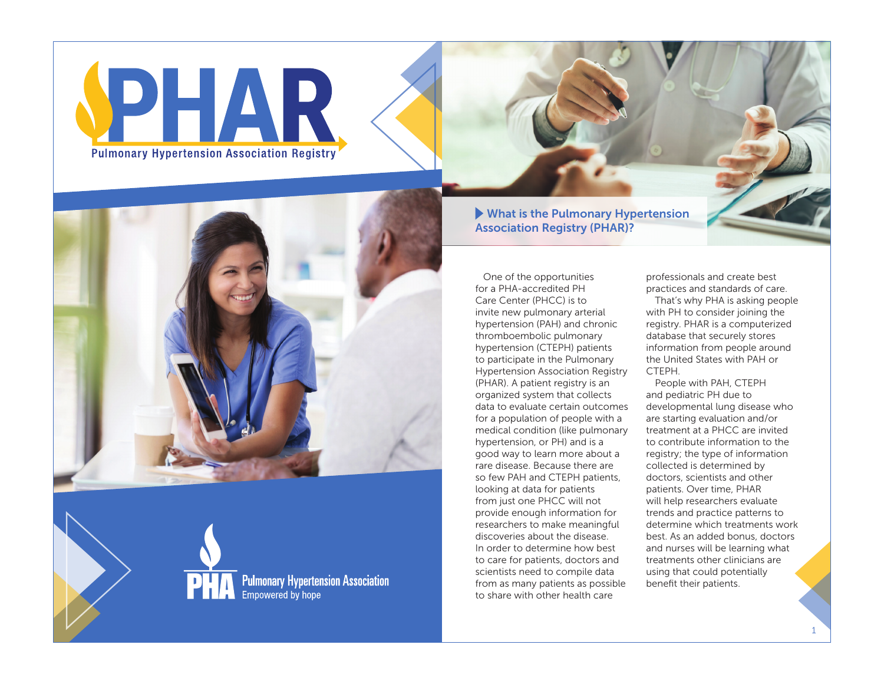# PHAR

Pulmonary Hypertension Association Registry

## What is the Pulmonary Hypertension Association Registry (PHAR)?

One of the opportunities for a PHA-accredited PH Care Center (PHCC) is to invite new pulmonary arterial hypertension (PAH) and chronic thromboembolic pulmonary hypertension (CTEPH) patients to participate in the Pulmonary Hypertension Association Registry (PHAR). A patient registry is an organized system that collects data to evaluate certain outcomes for a population of people with a medical condition (like pulmonary hypertension, or PH) and is a good way to learn more about a rare disease. Because there are so few PAH and CTEPH patients, looking at data for patients from just one PHCC will not provide enough information for researchers to make meaningful discoveries about the disease. In order to determine how best to care for patients, doctors and scientists need to compile data from as many patients as possible to share with other health care professionals and create best practices and standards of care.

That's why PHA is asking people with PH to consider joining the registry. PHAR is a computerized database that securely stores information from people around the United States with PAH or CTEPH.

People with PAH, CTEPH and pediatric PH due to developmental lung disease who are starting evaluation and/or treatment at a PHCC are invited to contribute information to the registry; the type of information collected is determined by doctors, scientists and other patients. Over time, PHAR will help researchers evaluate trends and practice patterns to determine which treatments work best. As an added bonus, doctors and nurses will be learning what treatments other clinicians are using that could potentially benefit their patients.

PHA Pulmonary Hypertension Association
Empowered by hope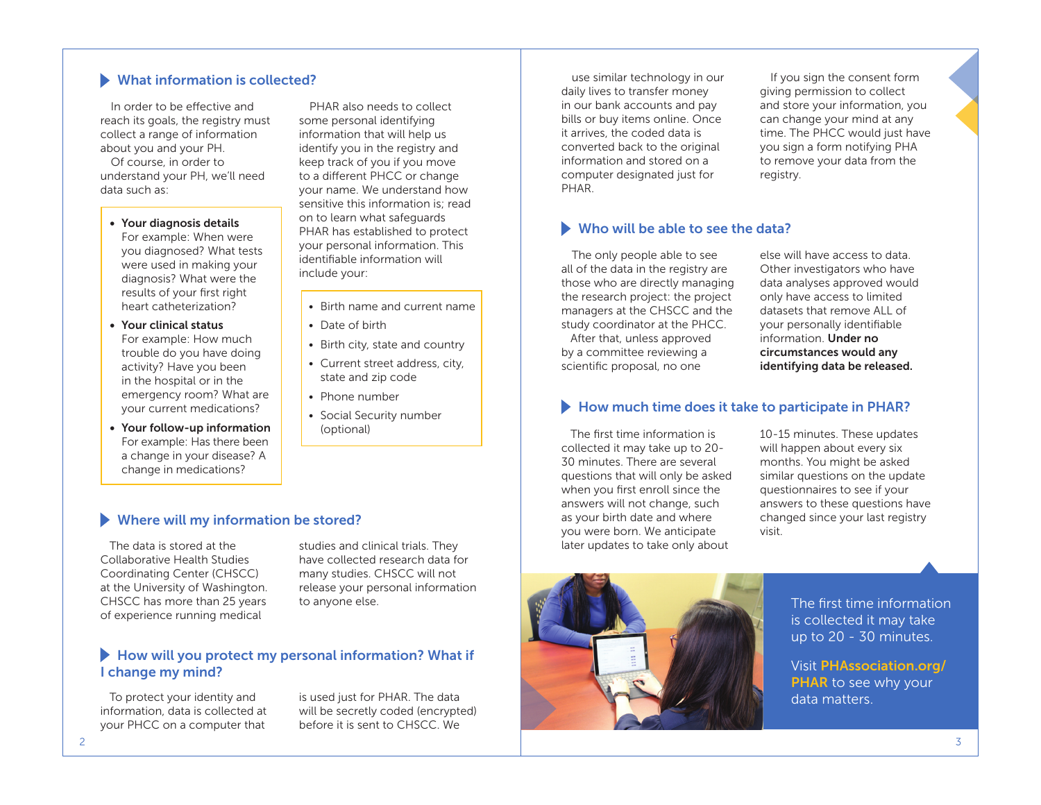## What information is collected?

In order to be effective and reach its goals, the registry must collect a range of information about you and your PH.

Of course, in order to understand your PH, we'll need data such as:

- **Your diagnosis details**
  For example: When were you diagnosed? What tests were used in making your diagnosis? What were the results of your first right heart catheterization?
- **Your clinical status**
  For example: How much trouble do you have doing activity? Have you been in the hospital or in the emergency room? What are your current medications?
- **Your follow-up information**
  For example: Has there been a change in your disease? A change in medications?

PHAR also needs to collect some personal identifying information that will help us identify you in the registry and keep track of you if you move to a different PHCC or change your name. We understand how sensitive this information is; read on to learn what safeguards PHAR has established to protect your personal information. This identifiable information will include your:

- Birth name and current name
- Date of birth
- Birth city, state and country
- Current street address, city, state and zip code
- Phone number
- Social Security number (optional)

## Where will my information be stored?

The data is stored at the Collaborative Health Studies Coordinating Center (CHSCC) at the University of Washington. CHSCC has more than 25 years of experience running medical studies and clinical trials. They have collected research data for many studies. CHSCC will not release your personal information to anyone else.

## How will you protect my personal information? What if I change my mind?

To protect your identity and information, data is collected at your PHCC on a computer that is used just for PHAR. The data will be secretly coded (encrypted) before it is sent to CHSCC. We use similar technology in our daily lives to transfer money in our bank accounts and pay bills or buy items online. Once it arrives, the coded data is converted back to the original information and stored on a computer designated just for PHAR.

If you sign the consent form giving permission to collect and store your information, you can change your mind at any time. The PHCC would just have you sign a form notifying PHA to remove your data from the registry.

## Who will be able to see the data?

The only people able to see all of the data in the registry are those who are directly managing the research project: the project managers at the CHSCC and the study coordinator at the PHCC.

After that, unless approved by a committee reviewing a scientific proposal, no one else will have access to data. Other investigators who have data analyses approved would only have access to limited datasets that remove ALL of your personally identifiable information. **Under no circumstances would any identifying data be released.**

## How much time does it take to participate in PHAR?

The first time information is collected it may take up to 20-30 minutes. There are several questions that will only be asked when you first enroll since the answers will not change, such as your birth date and where you were born. We anticipate later updates to take only about 10-15 minutes. These updates will happen about every six months. You might be asked similar questions on the update questionnaires to see if your answers to these questions have changed since your last registry visit.

The first time information is collected it may take up to 20 - 30 minutes.

Visit **PHAssociation.org/PHAR** to see why your data matters.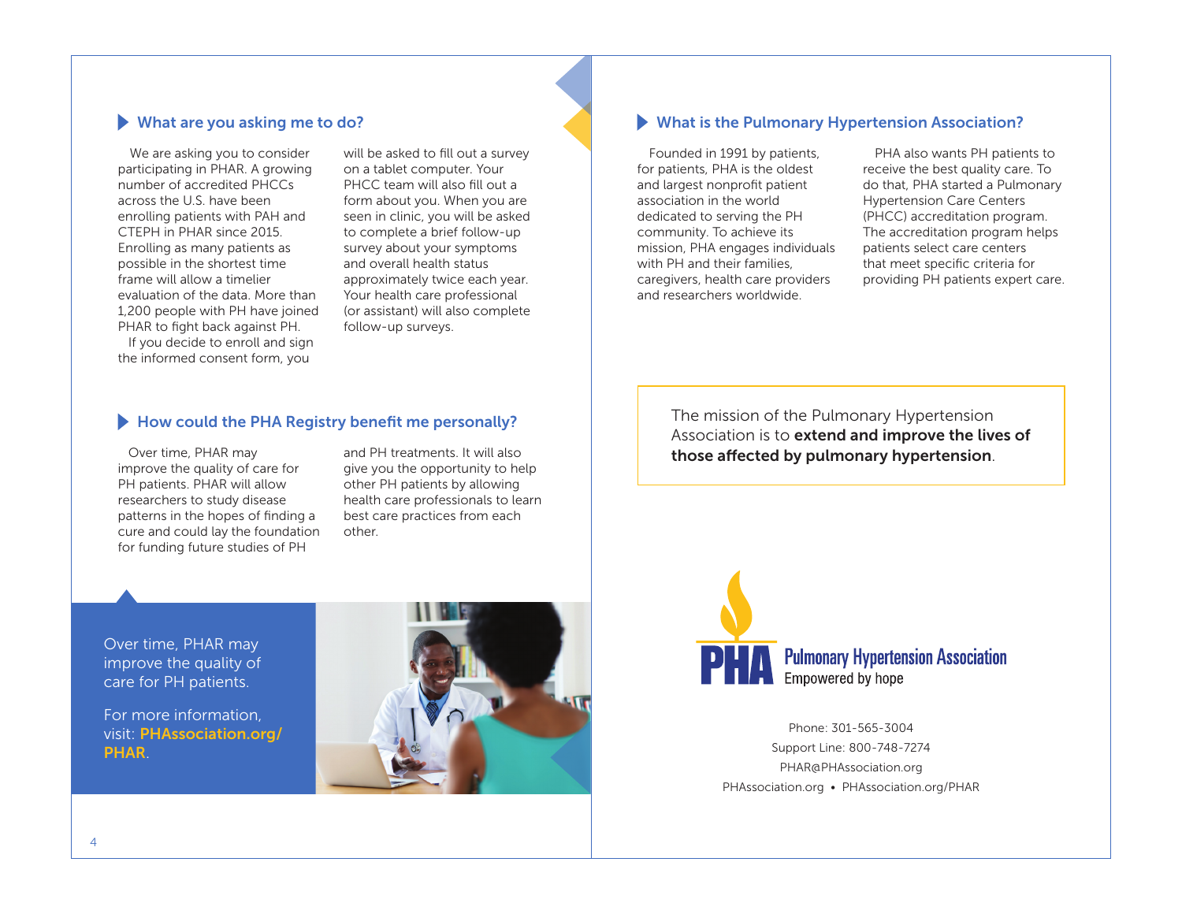## What are you asking me to do?

We are asking you to consider participating in PHAR. A growing number of accredited PHCCs across the U.S. have been enrolling patients with PAH and CTEPH in PHAR since 2015. Enrolling as many patients as possible in the shortest time frame will allow a timelier evaluation of the data. More than 1,200 people with PH have joined PHAR to fight back against PH.

If you decide to enroll and sign the informed consent form, you will be asked to fill out a survey on a tablet computer. Your PHCC team will also fill out a form about you. When you are seen in clinic, you will be asked to complete a brief follow-up survey about your symptoms and overall health status approximately twice each year. Your health care professional (or assistant) will also complete follow-up surveys.

## How could the PHA Registry benefit me personally?

Over time, PHAR may improve the quality of care for PH patients. PHAR will allow researchers to study disease patterns in the hopes of finding a cure and could lay the foundation for funding future studies of PH and PH treatments. It will also give you the opportunity to help other PH patients by allowing health care professionals to learn best care practices from each other.

Over time, PHAR may improve the quality of care for PH patients.

For more information, visit: **PHAssociation.org/PHAR**.

## What is the Pulmonary Hypertension Association?

Founded in 1991 by patients, for patients, PHA is the oldest and largest nonprofit patient association in the world dedicated to serving the PH community. To achieve its mission, PHA engages individuals with PH and their families, caregivers, health care providers and researchers worldwide.

PHA also wants PH patients to receive the best quality care. To do that, PHA started a Pulmonary Hypertension Care Centers (PHCC) accreditation program. The accreditation program helps patients select care centers that meet specific criteria for providing PH patients expert care.

The mission of the Pulmonary Hypertension Association is to **extend and improve the lives of those affected by pulmonary hypertension**.

PHA Pulmonary Hypertension Association
Empowered by hope

Phone: 301-565-3004
Support Line: 800-748-7274
PHAR@PHAssociation.org
PHAssociation.org • PHAssociation.org/PHAR